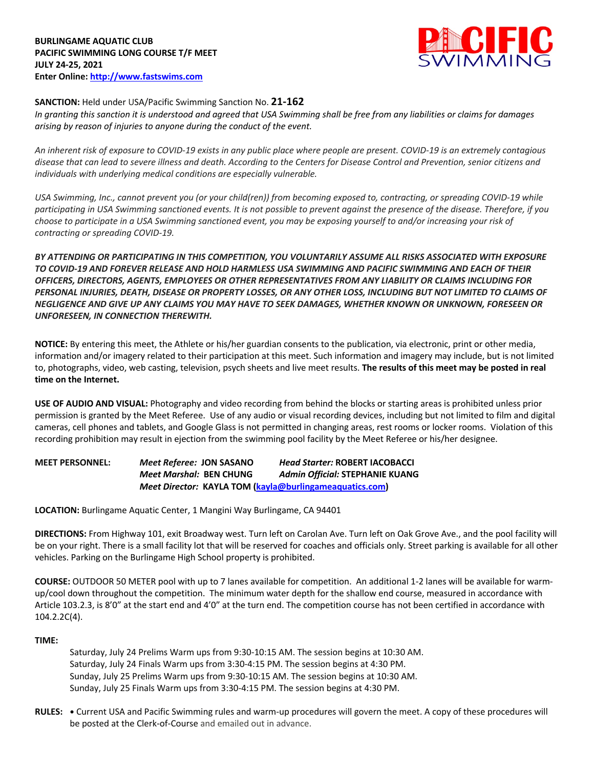**BURLINGAME AQUATIC CLUB**
**PACIFIC SWIMMING LONG COURSE T/F MEET**
**JULY 24-25, 2021**
**Enter Online: http://www.fastswims.com**

**SANCTION:** Held under USA/Pacific Swimming Sanction No. **21-162**

*In granting this sanction it is understood and agreed that USA Swimming shall be free from any liabilities or claims for damages arising by reason of injuries to anyone during the conduct of the event.*

*An inherent risk of exposure to COVID-19 exists in any public place where people are present. COVID-19 is an extremely contagious disease that can lead to severe illness and death. According to the Centers for Disease Control and Prevention, senior citizens and individuals with underlying medical conditions are especially vulnerable.*

*USA Swimming, Inc., cannot prevent you (or your child(ren)) from becoming exposed to, contracting, or spreading COVID-19 while participating in USA Swimming sanctioned events. It is not possible to prevent against the presence of the disease. Therefore, if you choose to participate in a USA Swimming sanctioned event, you may be exposing yourself to and/or increasing your risk of contracting or spreading COVID-19.*

***BY ATTENDING OR PARTICIPATING IN THIS COMPETITION, YOU VOLUNTARILY ASSUME ALL RISKS ASSOCIATED WITH EXPOSURE TO COVID-19 AND FOREVER RELEASE AND HOLD HARMLESS USA SWIMMING AND PACIFIC SWIMMING AND EACH OF THEIR OFFICERS, DIRECTORS, AGENTS, EMPLOYEES OR OTHER REPRESENTATIVES FROM ANY LIABILITY OR CLAIMS INCLUDING FOR PERSONAL INJURIES, DEATH, DISEASE OR PROPERTY LOSSES, OR ANY OTHER LOSS, INCLUDING BUT NOT LIMITED TO CLAIMS OF NEGLIGENCE AND GIVE UP ANY CLAIMS YOU MAY HAVE TO SEEK DAMAGES, WHETHER KNOWN OR UNKNOWN, FORESEEN OR UNFORESEEN, IN CONNECTION THEREWITH.***

**NOTICE:** By entering this meet, the Athlete or his/her guardian consents to the publication, via electronic, print or other media, information and/or imagery related to their participation at this meet. Such information and imagery may include, but is not limited to, photographs, video, web casting, television, psych sheets and live meet results. **The results of this meet may be posted in real time on the Internet.**

**USE OF AUDIO AND VISUAL:** Photography and video recording from behind the blocks or starting areas is prohibited unless prior permission is granted by the Meet Referee. Use of any audio or visual recording devices, including but not limited to film and digital cameras, cell phones and tablets, and Google Glass is not permitted in changing areas, rest rooms or locker rooms. Violation of this recording prohibition may result in ejection from the swimming pool facility by the Meet Referee or his/her designee.

**MEET PERSONNEL:**
***Meet Referee:* JON SASANO** — ***Head Starter:* ROBERT IACOBACCI**
***Meet Marshal:* BEN CHUNG** — ***Admin Official:* STEPHANIE KUANG**
***Meet Director:* KAYLA TOM (kayla@burlingameaquatics.com)**

**LOCATION:** Burlingame Aquatic Center, 1 Mangini Way Burlingame, CA 94401

**DIRECTIONS:** From Highway 101, exit Broadway west. Turn left on Carolan Ave. Turn left on Oak Grove Ave., and the pool facility will be on your right. There is a small facility lot that will be reserved for coaches and officials only. Street parking is available for all other vehicles. Parking on the Burlingame High School property is prohibited.

**COURSE:** OUTDOOR 50 METER pool with up to 7 lanes available for competition. An additional 1-2 lanes will be available for warm-up/cool down throughout the competition. The minimum water depth for the shallow end course, measured in accordance with Article 103.2.3, is 8'0" at the start end and 4'0" at the turn end. The competition course has not been certified in accordance with 104.2.2C(4).

**TIME:**

Saturday, July 24 Prelims Warm ups from 9:30-10:15 AM. The session begins at 10:30 AM.
Saturday, July 24 Finals Warm ups from 3:30-4:15 PM. The session begins at 4:30 PM.
Sunday, July 25 Prelims Warm ups from 9:30-10:15 AM. The session begins at 10:30 AM.
Sunday, July 25 Finals Warm ups from 3:30-4:15 PM. The session begins at 4:30 PM.

**RULES:**
- Current USA and Pacific Swimming rules and warm-up procedures will govern the meet. A copy of these procedures will be posted at the Clerk-of-Course and emailed out in advance.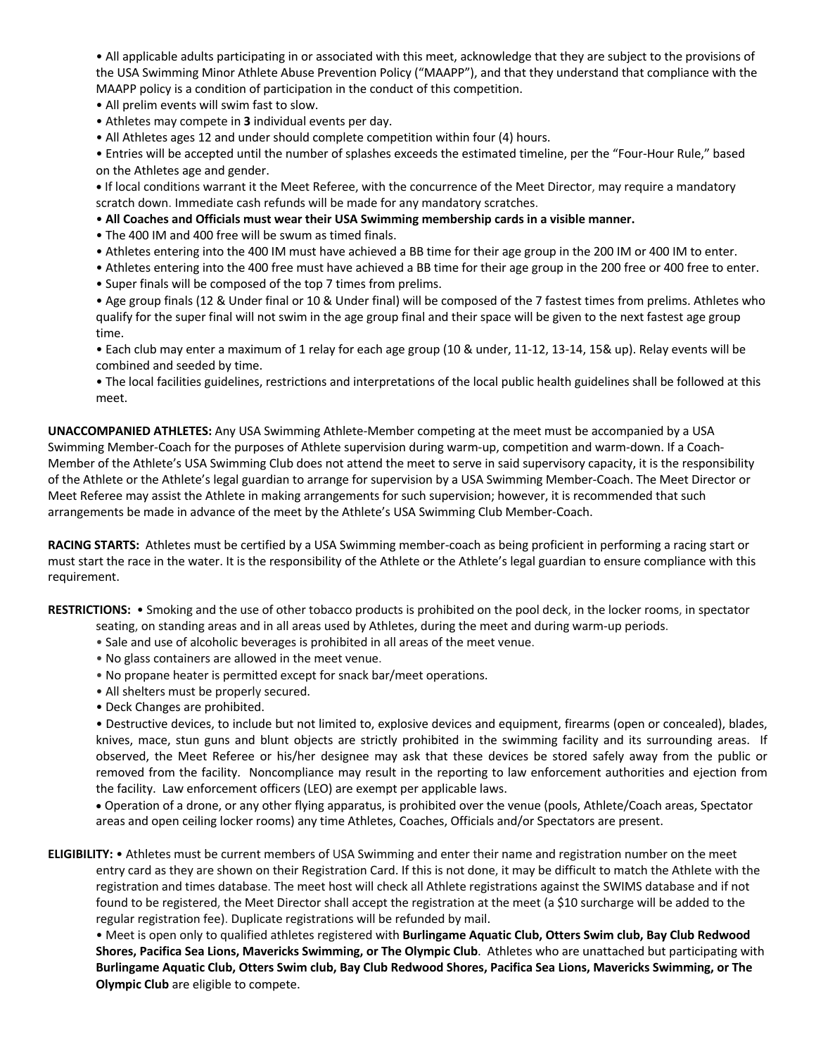- All applicable adults participating in or associated with this meet, acknowledge that they are subject to the provisions of the USA Swimming Minor Athlete Abuse Prevention Policy ("MAAPP"), and that they understand that compliance with the MAAPP policy is a condition of participation in the conduct of this competition.
- All prelim events will swim fast to slow.
- Athletes may compete in **3** individual events per day.
- All Athletes ages 12 and under should complete competition within four (4) hours.
- Entries will be accepted until the number of splashes exceeds the estimated timeline, per the "Four-Hour Rule," based on the Athletes age and gender.
- If local conditions warrant it the Meet Referee, with the concurrence of the Meet Director, may require a mandatory scratch down. Immediate cash refunds will be made for any mandatory scratches.
- **All Coaches and Officials must wear their USA Swimming membership cards in a visible manner.**
- The 400 IM and 400 free will be swum as timed finals.
- Athletes entering into the 400 IM must have achieved a BB time for their age group in the 200 IM or 400 IM to enter.
- Athletes entering into the 400 free must have achieved a BB time for their age group in the 200 free or 400 free to enter.
- Super finals will be composed of the top 7 times from prelims.
- Age group finals (12 & Under final or 10 & Under final) will be composed of the 7 fastest times from prelims. Athletes who qualify for the super final will not swim in the age group final and their space will be given to the next fastest age group time.
- Each club may enter a maximum of 1 relay for each age group (10 & under, 11-12, 13-14, 15& up). Relay events will be combined and seeded by time.
- The local facilities guidelines, restrictions and interpretations of the local public health guidelines shall be followed at this meet.

**UNACCOMPANIED ATHLETES:** Any USA Swimming Athlete-Member competing at the meet must be accompanied by a USA Swimming Member-Coach for the purposes of Athlete supervision during warm-up, competition and warm-down. If a Coach-Member of the Athlete's USA Swimming Club does not attend the meet to serve in said supervisory capacity, it is the responsibility of the Athlete or the Athlete's legal guardian to arrange for supervision by a USA Swimming Member-Coach. The Meet Director or Meet Referee may assist the Athlete in making arrangements for such supervision; however, it is recommended that such arrangements be made in advance of the meet by the Athlete's USA Swimming Club Member-Coach.

**RACING STARTS:** Athletes must be certified by a USA Swimming member-coach as being proficient in performing a racing start or must start the race in the water. It is the responsibility of the Athlete or the Athlete's legal guardian to ensure compliance with this requirement.

**RESTRICTIONS:**
- Smoking and the use of other tobacco products is prohibited on the pool deck, in the locker rooms, in spectator seating, on standing areas and in all areas used by Athletes, during the meet and during warm-up periods.
- Sale and use of alcoholic beverages is prohibited in all areas of the meet venue.
- No glass containers are allowed in the meet venue.
- No propane heater is permitted except for snack bar/meet operations.
- All shelters must be properly secured.
- Deck Changes are prohibited.
- Destructive devices, to include but not limited to, explosive devices and equipment, firearms (open or concealed), blades, knives, mace, stun guns and blunt objects are strictly prohibited in the swimming facility and its surrounding areas. If observed, the Meet Referee or his/her designee may ask that these devices be stored safely away from the public or removed from the facility. Noncompliance may result in the reporting to law enforcement authorities and ejection from the facility. Law enforcement officers (LEO) are exempt per applicable laws.
- Operation of a drone, or any other flying apparatus, is prohibited over the venue (pools, Athlete/Coach areas, Spectator areas and open ceiling locker rooms) any time Athletes, Coaches, Officials and/or Spectators are present.

**ELIGIBILITY:**
- Athletes must be current members of USA Swimming and enter their name and registration number on the meet entry card as they are shown on their Registration Card. If this is not done, it may be difficult to match the Athlete with the registration and times database. The meet host will check all Athlete registrations against the SWIMS database and if not found to be registered, the Meet Director shall accept the registration at the meet (a $10 surcharge will be added to the regular registration fee). Duplicate registrations will be refunded by mail.
- Meet is open only to qualified athletes registered with **Burlingame Aquatic Club, Otters Swim club, Bay Club Redwood Shores, Pacifica Sea Lions, Mavericks Swimming, or The Olympic Club**. Athletes who are unattached but participating with **Burlingame Aquatic Club, Otters Swim club, Bay Club Redwood Shores, Pacifica Sea Lions, Mavericks Swimming, or The Olympic Club** are eligible to compete.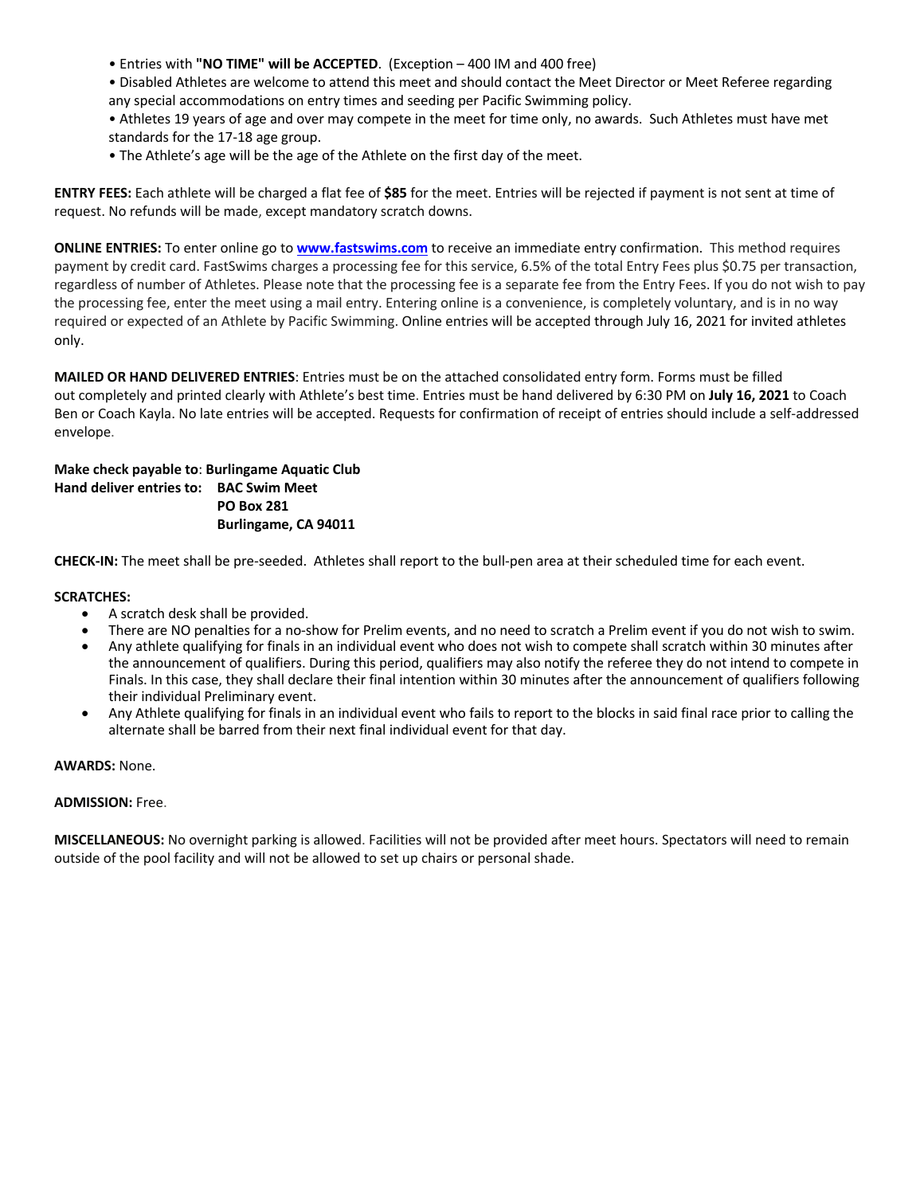- Entries with **"NO TIME" will be ACCEPTED**. (Exception – 400 IM and 400 free)
- Disabled Athletes are welcome to attend this meet and should contact the Meet Director or Meet Referee regarding any special accommodations on entry times and seeding per Pacific Swimming policy.
- Athletes 19 years of age and over may compete in the meet for time only, no awards. Such Athletes must have met standards for the 17-18 age group.
- The Athlete's age will be the age of the Athlete on the first day of the meet.

**ENTRY FEES:** Each athlete will be charged a flat fee of **$85** for the meet. Entries will be rejected if payment is not sent at time of request. No refunds will be made, except mandatory scratch downs.

**ONLINE ENTRIES:** To enter online go to **www.fastswims.com** to receive an immediate entry confirmation. This method requires payment by credit card. FastSwims charges a processing fee for this service, 6.5% of the total Entry Fees plus $0.75 per transaction, regardless of number of Athletes. Please note that the processing fee is a separate fee from the Entry Fees. If you do not wish to pay the processing fee, enter the meet using a mail entry. Entering online is a convenience, is completely voluntary, and is in no way required or expected of an Athlete by Pacific Swimming. Online entries will be accepted through July 16, 2021 for invited athletes only.

**MAILED OR HAND DELIVERED ENTRIES**: Entries must be on the attached consolidated entry form. Forms must be filled out completely and printed clearly with Athlete's best time. Entries must be hand delivered by 6:30 PM on **July 16, 2021** to Coach Ben or Coach Kayla. No late entries will be accepted. Requests for confirmation of receipt of entries should include a self-addressed envelope.

**Make check payable to**: **Burlingame Aquatic Club**
**Hand deliver entries to: BAC Swim Meet**
**PO Box 281**
**Burlingame, CA 94011**

**CHECK-IN:** The meet shall be pre-seeded. Athletes shall report to the bull-pen area at their scheduled time for each event.

**SCRATCHES:**

- A scratch desk shall be provided.
- There are NO penalties for a no-show for Prelim events, and no need to scratch a Prelim event if you do not wish to swim.
- Any athlete qualifying for finals in an individual event who does not wish to compete shall scratch within 30 minutes after the announcement of qualifiers. During this period, qualifiers may also notify the referee they do not intend to compete in Finals. In this case, they shall declare their final intention within 30 minutes after the announcement of qualifiers following their individual Preliminary event.
- Any Athlete qualifying for finals in an individual event who fails to report to the blocks in said final race prior to calling the alternate shall be barred from their next final individual event for that day.

**AWARDS:** None.

**ADMISSION:** Free.

**MISCELLANEOUS:** No overnight parking is allowed. Facilities will not be provided after meet hours. Spectators will need to remain outside of the pool facility and will not be allowed to set up chairs or personal shade.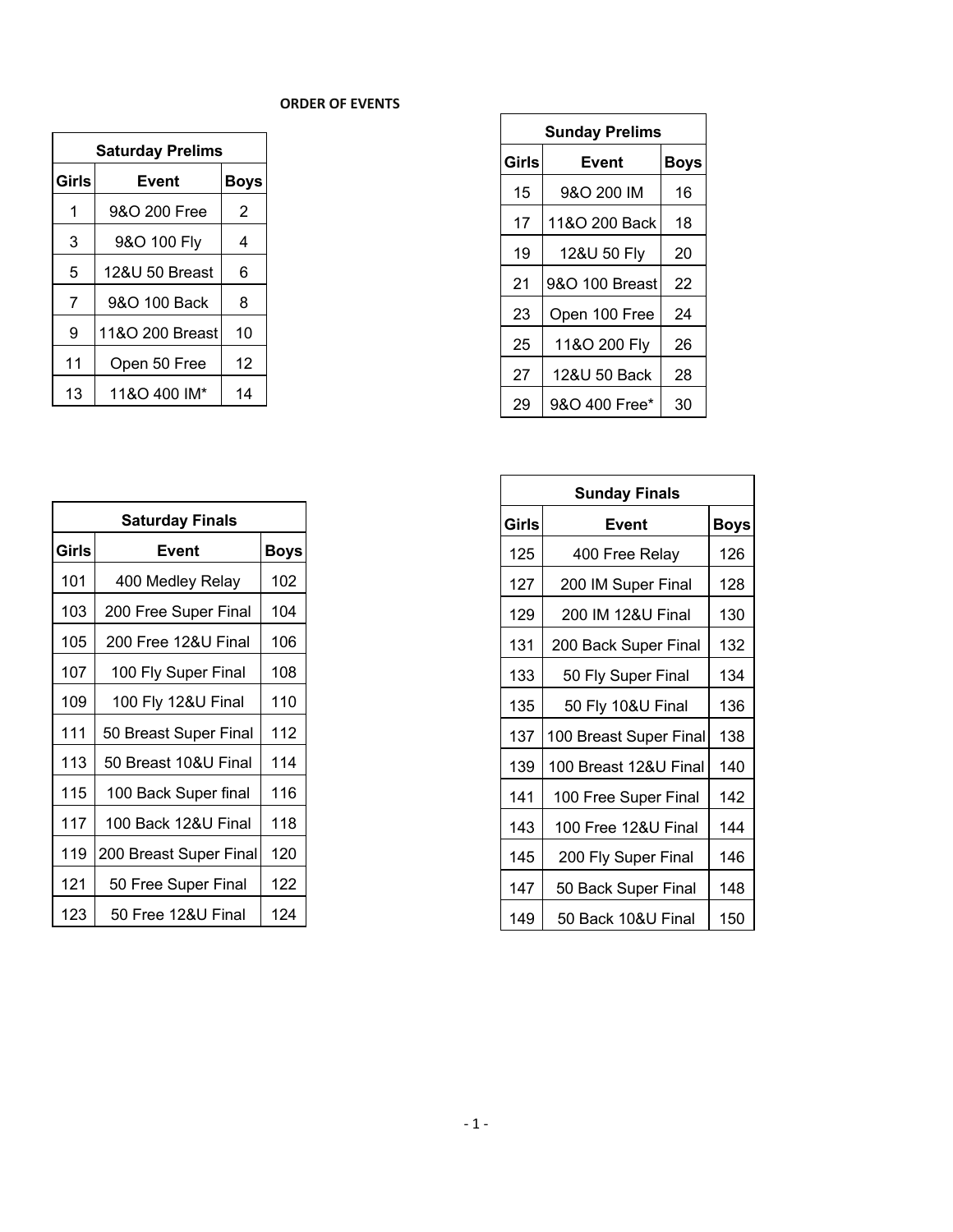**ORDER OF EVENTS**

| Saturday Prelims | | |
|---|---|---|
| **Girls** | **Event** | **Boys** |
| 1 | 9&O 200 Free | 2 |
| 3 | 9&O 100 Fly | 4 |
| 5 | 12&U 50 Breast | 6 |
| 7 | 9&O 100 Back | 8 |
| 9 | 11&O 200 Breast | 10 |
| 11 | Open 50 Free | 12 |
| 13 | 11&O 400 IM* | 14 |

| Sunday Prelims | | |
|---|---|---|
| **Girls** | **Event** | **Boys** |
| 15 | 9&O 200 IM | 16 |
| 17 | 11&O 200 Back | 18 |
| 19 | 12&U 50 Fly | 20 |
| 21 | 9&O 100 Breast | 22 |
| 23 | Open 100 Free | 24 |
| 25 | 11&O 200 Fly | 26 |
| 27 | 12&U 50 Back | 28 |
| 29 | 9&O 400 Free* | 30 |

| Saturday Finals | | |
|---|---|---|
| **Girls** | **Event** | **Boys** |
| 101 | 400 Medley Relay | 102 |
| 103 | 200 Free Super Final | 104 |
| 105 | 200 Free 12&U Final | 106 |
| 107 | 100 Fly Super Final | 108 |
| 109 | 100 Fly 12&U Final | 110 |
| 111 | 50 Breast Super Final | 112 |
| 113 | 50 Breast 10&U Final | 114 |
| 115 | 100 Back Super final | 116 |
| 117 | 100 Back 12&U Final | 118 |
| 119 | 200 Breast Super Final | 120 |
| 121 | 50 Free Super Final | 122 |
| 123 | 50 Free 12&U Final | 124 |

| Sunday Finals | | |
|---|---|---|
| **Girls** | **Event** | **Boys** |
| 125 | 400 Free Relay | 126 |
| 127 | 200 IM Super Final | 128 |
| 129 | 200 IM 12&U Final | 130 |
| 131 | 200 Back Super Final | 132 |
| 133 | 50 Fly Super Final | 134 |
| 135 | 50 Fly 10&U Final | 136 |
| 137 | 100 Breast Super Final | 138 |
| 139 | 100 Breast 12&U Final | 140 |
| 141 | 100 Free Super Final | 142 |
| 143 | 100 Free 12&U Final | 144 |
| 145 | 200 Fly Super Final | 146 |
| 147 | 50 Back Super Final | 148 |
| 149 | 50 Back 10&U Final | 150 |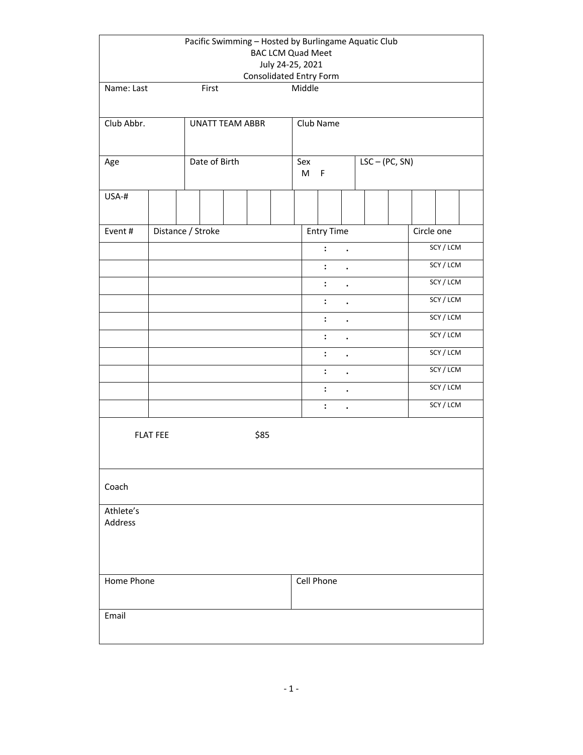Pacific Swimming – Hosted by Burlingame Aquatic Club
BAC LCM Quad Meet
July 24-25, 2021
Consolidated Entry Form

| Name: Last | First | Middle |
|---|---|---|
| | | |

| Club Abbr. | UNATT TEAM ABBR | Club Name |
|---|---|---|
| | | |

| Age | Date of Birth | Sex M F | LSC – (PC, SN) |
|---|---|---|---|
| | | | |

| USA-# | | | | | | | | | | | | | | |
|---|---|---|---|---|---|---|---|---|---|---|---|---|---|---|
| | | | | | | | | | | | | | | |

| Event # | Distance / Stroke | Entry Time | Circle one |
|---|---|---|---|
| | | : . | SCY / LCM |
| | | : . | SCY / LCM |
| | | : . | SCY / LCM |
| | | : . | SCY / LCM |
| | | : . | SCY / LCM |
| | | : . | SCY / LCM |
| | | : . | SCY / LCM |
| | | : . | SCY / LCM |
| | | : . | SCY / LCM |
| | | : . | SCY / LCM |

FLAT FEE $85

Coach

Athlete's Address

| Home Phone | Cell Phone |
|---|---|
| | |

Email